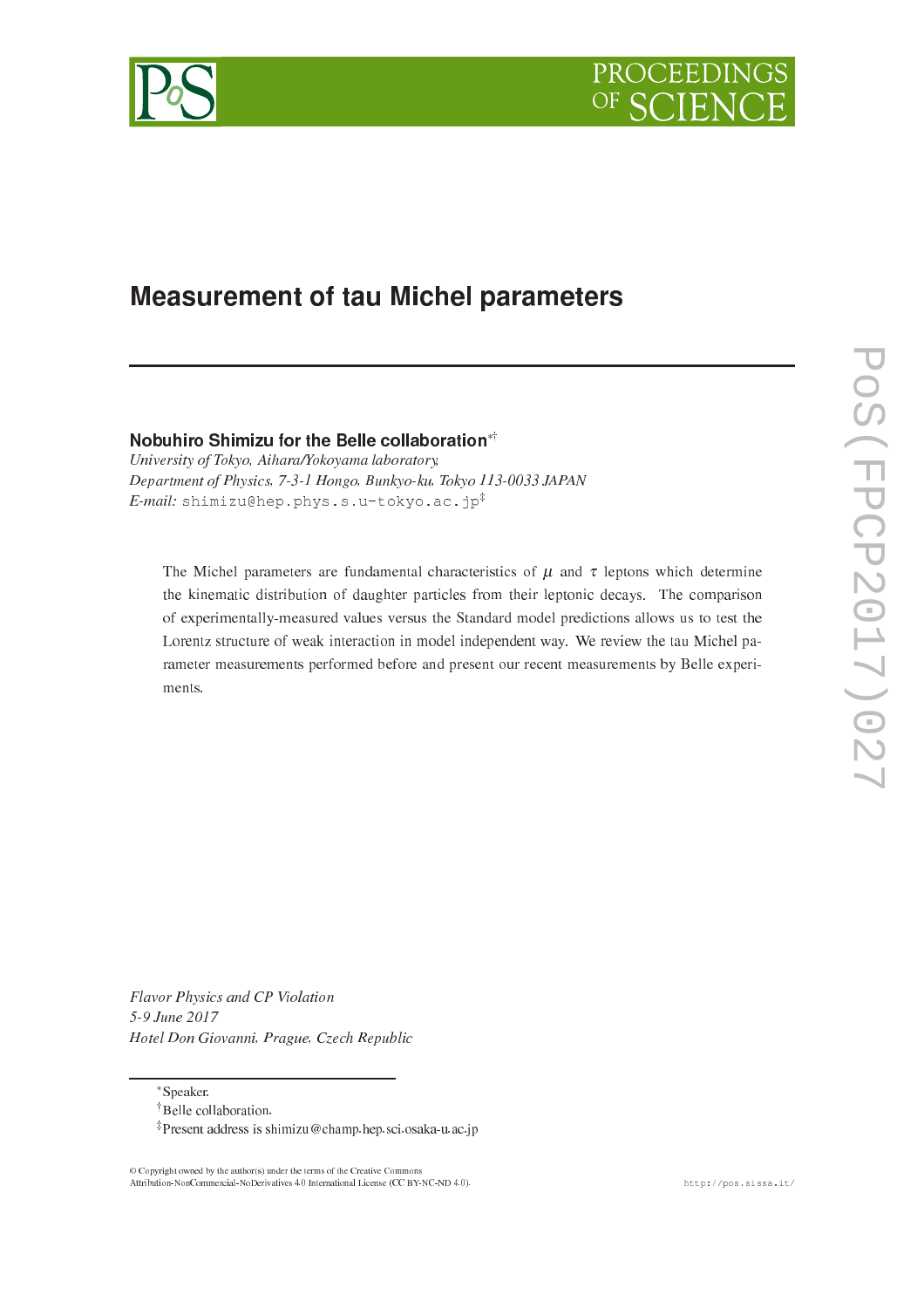# Measurement of tau Michel parameters

**Nobuhiro Shimizu for the Belle collaboration**[*][†]

*University of Tokyo, Aihara/Yokoyama laboratory,*
*Department of Physics, 7-3-1 Hongo, Bunkyo-ku, Tokyo 113-0033 JAPAN*
*E-mail:* shimizu@hep.phys.s.u-tokyo.ac.jp[‡]

The Michel parameters are fundamental characteristics of $\mu$ and $\tau$ leptons which determine the kinematic distribution of daughter particles from their leptonic decays. The comparison of experimentally-measured values versus the Standard model predictions allows us to test the Lorentz structure of weak interaction in model independent way. We review the tau Michel parameter measurements performed before and present our recent measurements by Belle experiments.

*Flavor Physics and CP Violation*
*5-9 June 2017*
*Hotel Don Giovanni, Prague, Czech Republic*

[*]Speaker.
[†]Belle collaboration.
[‡]Present address is shimizu@champ.hep.sci.osaka-u.ac.jp

© Copyright owned by the author(s) under the terms of the Creative Commons Attribution-NonCommercial-NoDerivatives 4.0 International License (CC BY-NC-ND 4.0).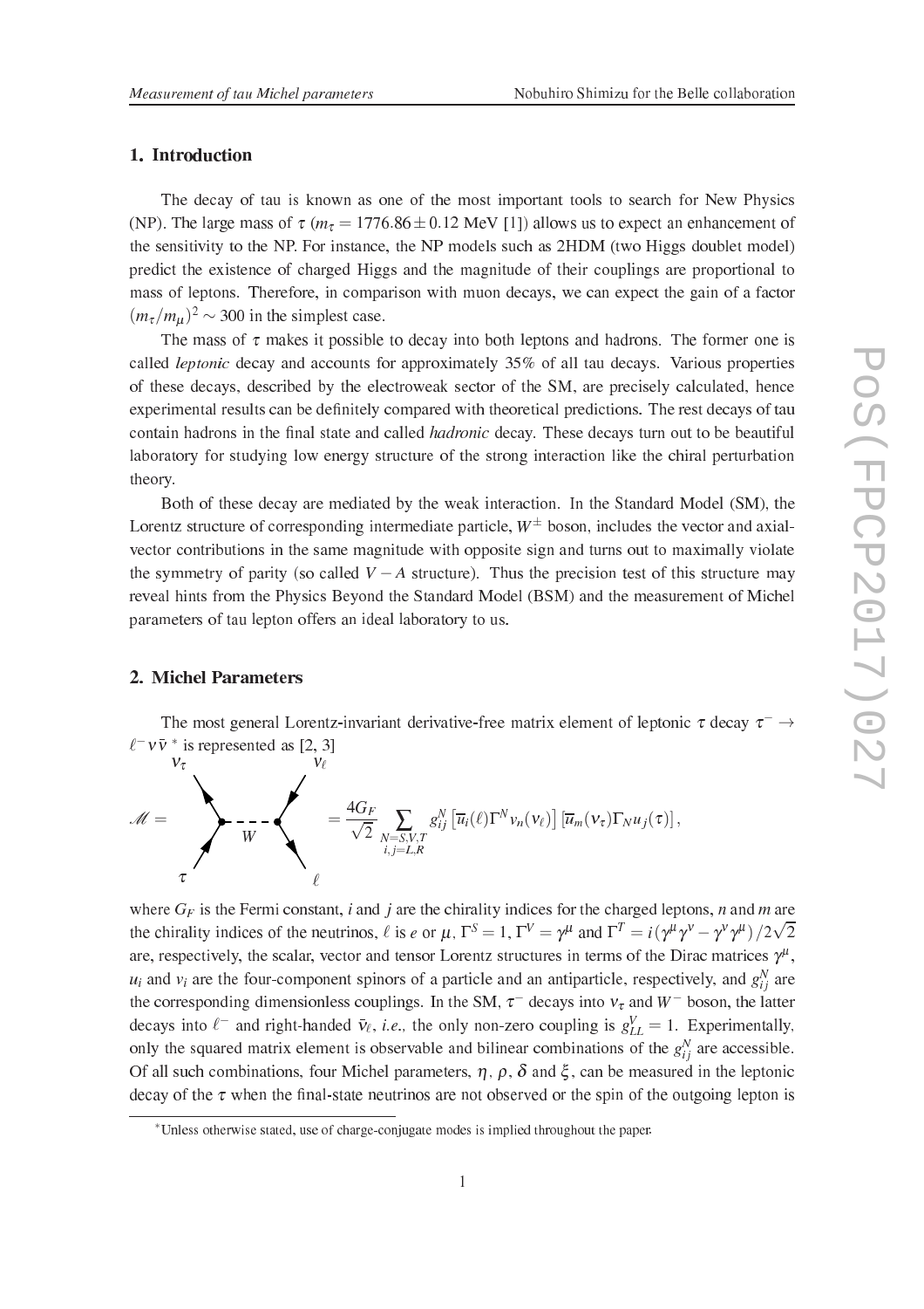## 1. Introduction

The decay of tau is known as one of the most important tools to search for New Physics (NP). The large mass of $\tau$ ($m_\tau = 1776.86 \pm 0.12$ MeV [1]) allows us to expect an enhancement of the sensitivity to the NP. For instance, the NP models such as 2HDM (two Higgs doublet model) predict the existence of charged Higgs and the magnitude of their couplings are proportional to mass of leptons. Therefore, in comparison with muon decays, we can expect the gain of a factor $(m_\tau/m_\mu)^2 \sim 300$ in the simplest case.

The mass of $\tau$ makes it possible to decay into both leptons and hadrons. The former one is called *leptonic* decay and accounts for approximately 35% of all tau decays. Various properties of these decays, described by the electroweak sector of the SM, are precisely calculated, hence experimental results can be definitely compared with theoretical predictions. The rest decays of tau contain hadrons in the final state and called *hadronic* decay. These decays turn out to be beautiful laboratory for studying low energy structure of the strong interaction like the chiral perturbation theory.

Both of these decay are mediated by the weak interaction. In the Standard Model (SM), the Lorentz structure of corresponding intermediate particle, $W^\pm$ boson, includes the vector and axial-vector contributions in the same magnitude with opposite sign and turns out to maximally violate the symmetry of parity (so called $V-A$ structure). Thus the precision test of this structure may reveal hints from the Physics Beyond the Standard Model (BSM) and the measurement of Michel parameters of tau lepton offers an ideal laboratory to us.

## 2. Michel Parameters

The most general Lorentz-invariant derivative-free matrix element of leptonic $\tau$ decay $\tau^- \to \ell^- \nu \bar{\nu}$ * is represented as [2, 3]

$$\mathscr{M} = \frac{4G_F}{\sqrt{2}} \sum_{\substack{N=S,V,T \\ i,j=L,R}} g_{ij}^N \left[\overline{u}_i(\ell)\Gamma^N v_n(\nu_\ell)\right] \left[\overline{u}_m(\nu_\tau)\Gamma_N u_j(\tau)\right],$$

where $G_F$ is the Fermi constant, $i$ and $j$ are the chirality indices for the charged leptons, $n$ and $m$ are the chirality indices of the neutrinos, $\ell$ is $e$ or $\mu$, $\Gamma^S = 1$, $\Gamma^V = \gamma^\mu$ and $\Gamma^T = i(\gamma^\mu\gamma^\nu - \gamma^\nu\gamma^\mu)/2\sqrt{2}$ are, respectively, the scalar, vector and tensor Lorentz structures in terms of the Dirac matrices $\gamma^\mu$, $u_i$ and $v_i$ are the four-component spinors of a particle and an antiparticle, respectively, and $g_{ij}^N$ are the corresponding dimensionless couplings. In the SM, $\tau^-$ decays into $\nu_\tau$ and $W^-$ boson, the latter decays into $\ell^-$ and right-handed $\bar{\nu}_\ell$, *i.e.,* the only non-zero coupling is $g_{LL}^V = 1$. Experimentally, only the squared matrix element is observable and bilinear combinations of the $g_{ij}^N$ are accessible. Of all such combinations, four Michel parameters, $\eta$, $\rho$, $\delta$ and $\xi$, can be measured in the leptonic decay of the $\tau$ when the final-state neutrinos are not observed or the spin of the outgoing lepton is

*Unless otherwise stated, use of charge-conjugate modes is implied throughout the paper.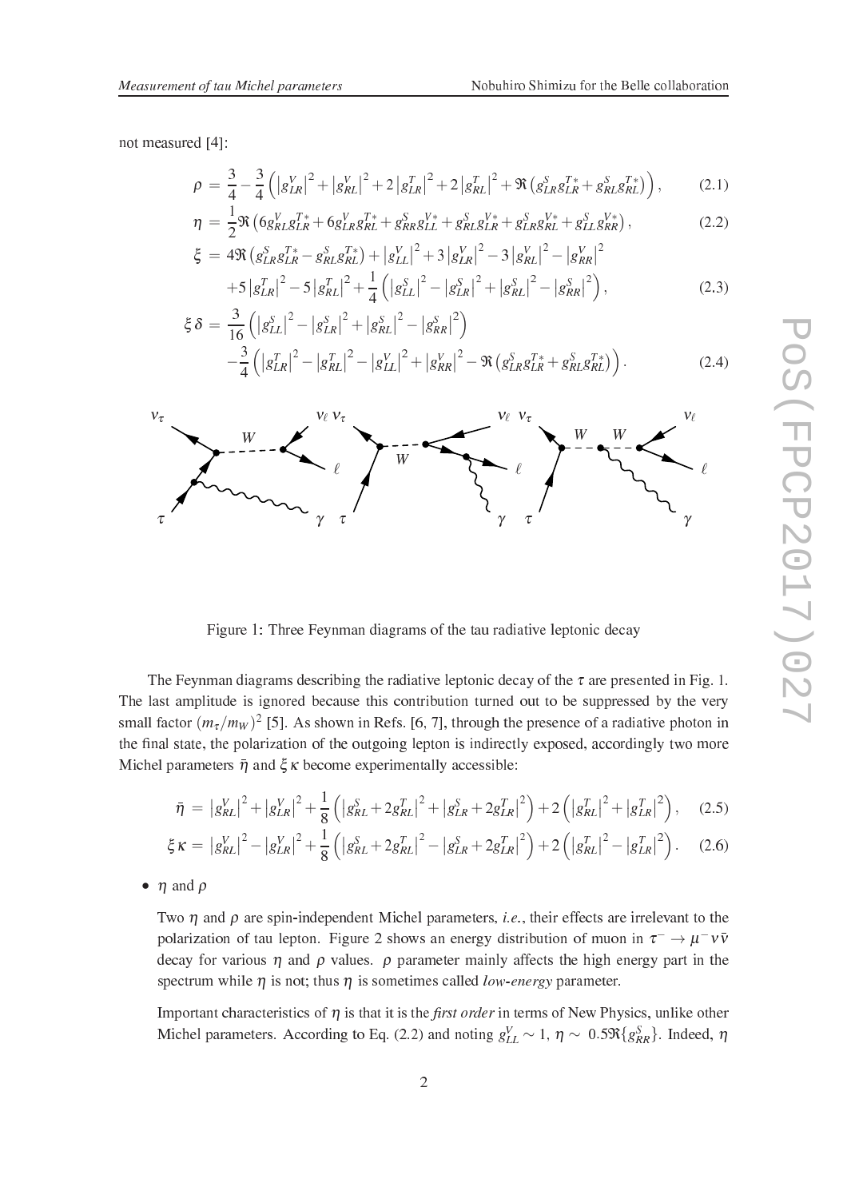not measured [4]:

$$\rho = \frac{3}{4} - \frac{3}{4}\left(|g^V_{LR}|^2 + |g^V_{RL}|^2 + 2|g^T_{LR}|^2 + 2|g^T_{RL}|^2 + \Re\left(g^S_{LR}g^{T*}_{LR} + g^S_{RL}g^{T*}_{RL}\right)\right), \quad (2.1)$$

$$\eta = \frac{1}{2}\Re\left(6g^V_{RL}g^{T*}_{LR} + 6g^V_{LR}g^{T*}_{RL} + g^S_{RR}g^{V*}_{LL} + g^S_{RL}g^{V*}_{LR} + g^S_{LR}g^{V*}_{RL} + g^S_{LL}g^{V*}_{RR}\right), \quad (2.2)$$

$$\xi = 4\Re\left(g^S_{LR}g^{T*}_{LR} - g^S_{RL}g^{T*}_{RL}\right) + |g^V_{LL}|^2 + 3|g^V_{LR}|^2 - 3|g^V_{RL}|^2 - |g^V_{RR}|^2 + 5|g^T_{LR}|^2 - 5|g^T_{RL}|^2 + \frac{1}{4}\left(|g^S_{LL}|^2 - |g^S_{LR}|^2 + |g^S_{RL}|^2 - |g^S_{RR}|^2\right), \quad (2.3)$$

$$\xi\delta = \frac{3}{16}\left(|g^S_{LL}|^2 - |g^S_{LR}|^2 + |g^S_{RL}|^2 - |g^S_{RR}|^2\right) - \frac{3}{4}\left(|g^T_{LR}|^2 - |g^T_{RL}|^2 - |g^V_{LL}|^2 + |g^V_{RR}|^2 - \Re\left(g^S_{LR}g^{T*}_{LR} + g^S_{RL}g^{T*}_{RL}\right)\right). \quad (2.4)$$

Figure 1: Three Feynman diagrams of the tau radiative leptonic decay

The Feynman diagrams describing the radiative leptonic decay of the $\tau$ are presented in Fig. 1. The last amplitude is ignored because this contribution turned out to be suppressed by the very small factor $(m_\tau/m_W)^2$ [5]. As shown in Refs. [6, 7], through the presence of a radiative photon in the final state, the polarization of the outgoing lepton is indirectly exposed, accordingly two more Michel parameters $\bar{\eta}$ and $\xi\kappa$ become experimentally accessible:

$$\bar{\eta} = |g^V_{RL}|^2 + |g^V_{LR}|^2 + \frac{1}{8}\left(|g^S_{RL} + 2g^T_{RL}|^2 + |g^S_{LR} + 2g^T_{LR}|^2\right) + 2\left(|g^T_{RL}|^2 + |g^T_{LR}|^2\right), \quad (2.5)$$

$$\xi\kappa = |g^V_{RL}|^2 - |g^V_{LR}|^2 + \frac{1}{8}\left(|g^S_{RL} + 2g^T_{RL}|^2 - |g^S_{LR} + 2g^T_{LR}|^2\right) + 2\left(|g^T_{RL}|^2 - |g^T_{LR}|^2\right). \quad (2.6)$$

- $\eta$ and $\rho$

  Two $\eta$ and $\rho$ are spin-independent Michel parameters, *i.e.*, their effects are irrelevant to the polarization of tau lepton. Figure 2 shows an energy distribution of muon in $\tau^- \to \mu^-\nu\bar{\nu}$ decay for various $\eta$ and $\rho$ values. $\rho$ parameter mainly affects the high energy part in the spectrum while $\eta$ is not; thus $\eta$ is sometimes called *low-energy* parameter.

  Important characteristics of $\eta$ is that it is the *first order* in terms of New Physics, unlike other Michel parameters. According to Eq. (2.2) and noting $g^V_{LL} \sim 1$, $\eta \sim 0.5\Re\{g^S_{RR}\}$. Indeed, $\eta$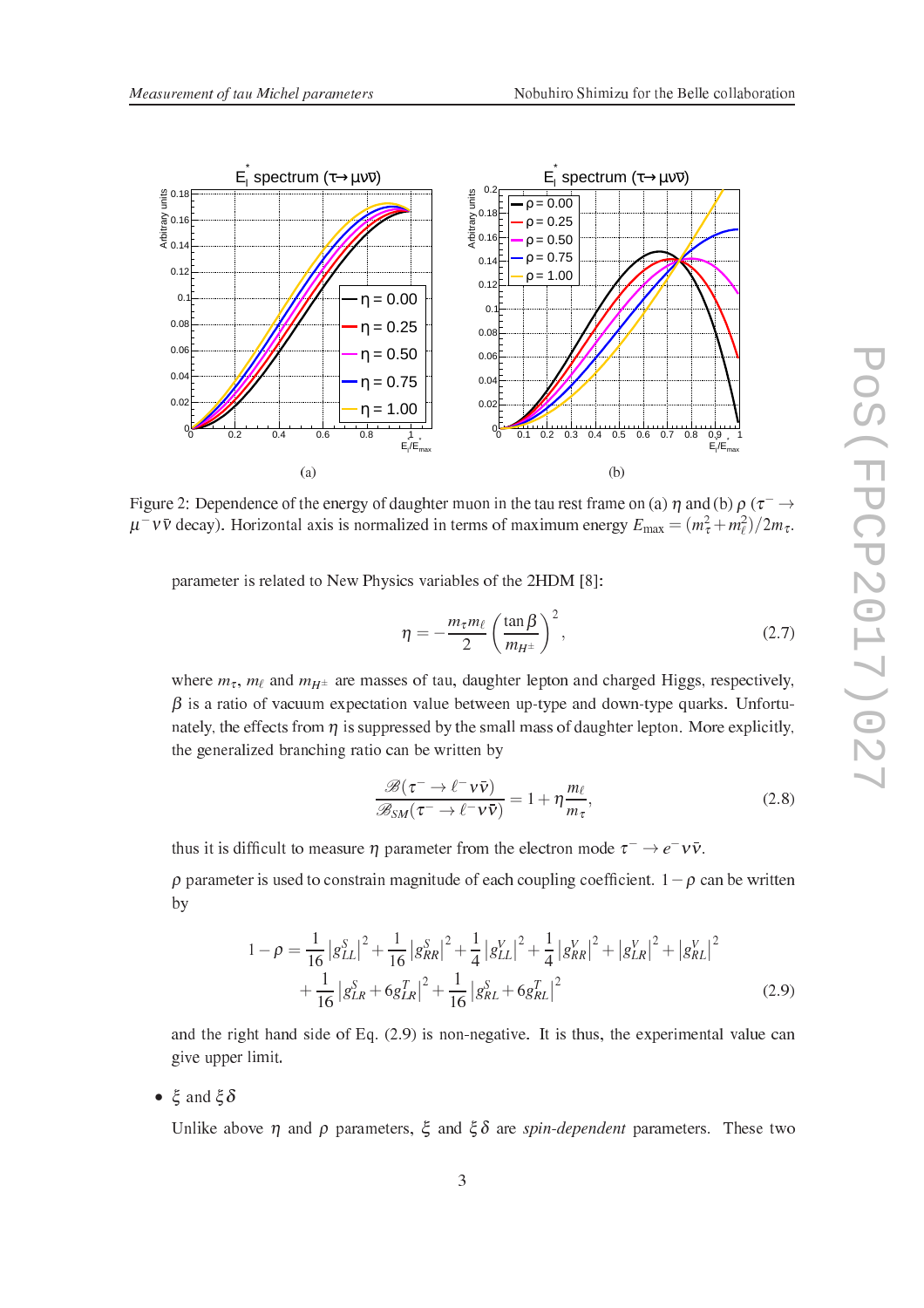Figure 2: Dependence of the energy of daughter muon in the tau rest frame on (a) $\eta$ and (b) $\rho$ ($\tau^- \to \mu^- \nu\bar{\nu}$ decay). Horizontal axis is normalized in terms of maximum energy $E_{\max} = (m_\tau^2 + m_\ell^2)/2m_\tau$.

parameter is related to New Physics variables of the 2HDM [8]:

$$\eta = -\frac{m_\tau m_\ell}{2}\left(\frac{\tan\beta}{m_{H^\pm}}\right)^2, \tag{2.7}$$

where $m_\tau$, $m_\ell$ and $m_{H^\pm}$ are masses of tau, daughter lepton and charged Higgs, respectively, $\beta$ is a ratio of vacuum expectation value between up-type and down-type quarks. Unfortunately, the effects from $\eta$ is suppressed by the small mass of daughter lepton. More explicitly, the generalized branching ratio can be written by

$$\frac{\mathscr{B}(\tau^- \to \ell^- \nu\bar{\nu})}{\mathscr{B}_{SM}(\tau^- \to \ell^- \nu\bar{\nu})} = 1 + \eta\frac{m_\ell}{m_\tau}, \tag{2.8}$$

thus it is difficult to measure $\eta$ parameter from the electron mode $\tau^- \to e^-\nu\bar{\nu}$.

$\rho$ parameter is used to constrain magnitude of each coupling coefficient. $1-\rho$ can be written by

$$1-\rho = \frac{1}{16}|g^S_{LL}|^2 + \frac{1}{16}|g^S_{RR}|^2 + \frac{1}{4}|g^V_{LL}|^2 + \frac{1}{4}|g^V_{RR}|^2 + |g^V_{LR}|^2 + |g^V_{RL}|^2 + \frac{1}{16}|g^S_{LR} + 6g^T_{LR}|^2 + \frac{1}{16}|g^S_{RL} + 6g^T_{RL}|^2 \tag{2.9}$$

and the right hand side of Eq. (2.9) is non-negative. It is thus, the experimental value can give upper limit.

- $\xi$ and $\xi\delta$

  Unlike above $\eta$ and $\rho$ parameters, $\xi$ and $\xi\delta$ are *spin-dependent* parameters. These two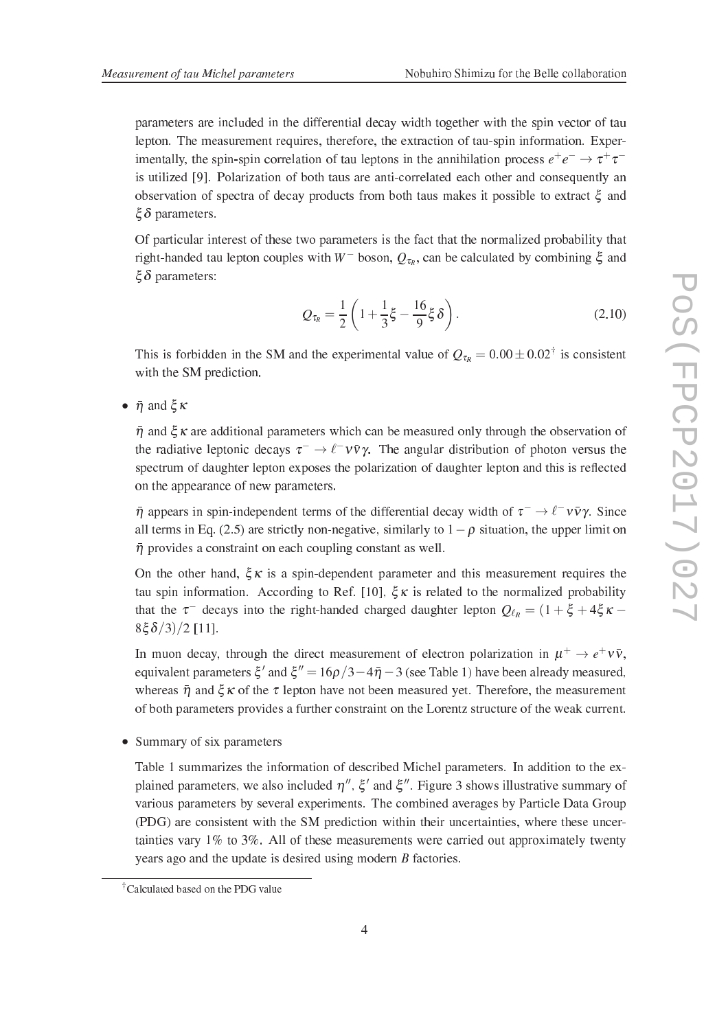parameters are included in the differential decay width together with the spin vector of tau lepton. The measurement requires, therefore, the extraction of tau-spin information. Experimentally, the spin-spin correlation of tau leptons in the annihilation process $e^+e^- \to \tau^+\tau^-$ is utilized [9]. Polarization of both taus are anti-correlated each other and consequently an observation of spectra of decay products from both taus makes it possible to extract $\xi$ and $\xi\delta$ parameters.

Of particular interest of these two parameters is the fact that the normalized probability that right-handed tau lepton couples with $W^-$ boson, $Q_{\tau_R}$, can be calculated by combining $\xi$ and $\xi\delta$ parameters:

$$Q_{\tau_R} = \frac{1}{2}\left(1 + \frac{1}{3}\xi - \frac{16}{9}\xi\delta\right). \tag{2.10}$$

This is forbidden in the SM and the experimental value of $Q_{\tau_R} = 0.00 \pm 0.02^\dagger$ is consistent with the SM prediction.

- $\bar{\eta}$ and $\xi\kappa$

  $\bar{\eta}$ and $\xi\kappa$ are additional parameters which can be measured only through the observation of the radiative leptonic decays $\tau^- \to \ell^-\nu\bar{\nu}\gamma$. The angular distribution of photon versus the spectrum of daughter lepton exposes the polarization of daughter lepton and this is reflected on the appearance of new parameters.

  $\bar{\eta}$ appears in spin-independent terms of the differential decay width of $\tau^- \to \ell^-\nu\bar{\nu}\gamma$. Since all terms in Eq. (2.5) are strictly non-negative, similarly to $1-\rho$ situation, the upper limit on $\bar{\eta}$ provides a constraint on each coupling constant as well.

  On the other hand, $\xi\kappa$ is a spin-dependent parameter and this measurement requires the tau spin information. According to Ref. [10], $\xi\kappa$ is related to the normalized probability that the $\tau^-$ decays into the right-handed charged daughter lepton $Q_{\ell_R} = (1 + \xi + 4\xi\kappa - 8\xi\delta/3)/2$ [11].

  In muon decay, through the direct measurement of electron polarization in $\mu^+ \to e^+\nu\bar{\nu}$, equivalent parameters $\xi'$ and $\xi'' = 16\rho/3 - 4\bar{\eta} - 3$ (see Table 1) have been already measured, whereas $\bar{\eta}$ and $\xi\kappa$ of the $\tau$ lepton have not been measured yet. Therefore, the measurement of both parameters provides a further constraint on the Lorentz structure of the weak current.

- Summary of six parameters

  Table 1 summarizes the information of described Michel parameters. In addition to the explained parameters, we also included $\eta''$, $\xi'$ and $\xi''$. Figure 3 shows illustrative summary of various parameters by several experiments. The combined averages by Particle Data Group (PDG) are consistent with the SM prediction within their uncertainties, where these uncertainties vary 1% to 3%. All of these measurements were carried out approximately twenty years ago and the update is desired using modern $B$ factories.

---

$^\dagger$Calculated based on the PDG value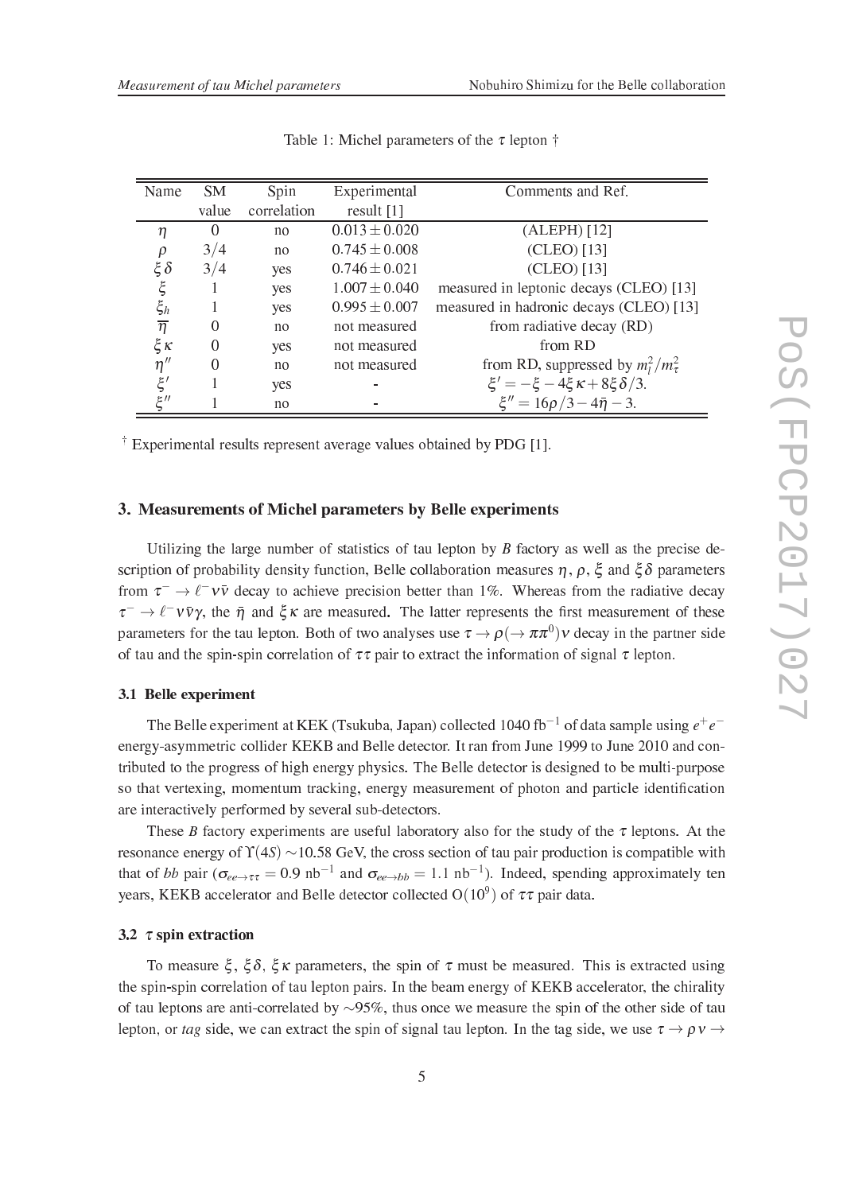Table 1: Michel parameters of the $\tau$ lepton †

| Name | SM value | Spin correlation | Experimental result [1] | Comments and Ref. |
|---|---|---|---|---|
| $\eta$ | 0 | no | $0.013 \pm 0.020$ | (ALEPH) [12] |
| $\rho$ | $3/4$ | no | $0.745 \pm 0.008$ | (CLEO) [13] |
| $\xi\delta$ | $3/4$ | yes | $0.746 \pm 0.021$ | (CLEO) [13] |
| $\xi$ | 1 | yes | $1.007 \pm 0.040$ | measured in leptonic decays (CLEO) [13] |
| $\xi_h$ | 1 | yes | $0.995 \pm 0.007$ | measured in hadronic decays (CLEO) [13] |
| $\overline{\eta}$ | 0 | no | not measured | from radiative decay (RD) |
| $\xi\kappa$ | 0 | yes | not measured | from RD |
| $\eta''$ | 0 | no | not measured | from RD, suppressed by $m_l^2/m_\tau^2$ |
| $\xi'$ | 1 | yes | - | $\xi' = -\xi - 4\xi\kappa + 8\xi\delta/3$. |
| $\xi''$ | 1 | no | - | $\xi'' = 16\rho/3 - 4\bar{\eta} - 3$. |

† Experimental results represent average values obtained by PDG [1].

## 3. Measurements of Michel parameters by Belle experiments

Utilizing the large number of statistics of tau lepton by $B$ factory as well as the precise description of probability density function, Belle collaboration measures $\eta$, $\rho$, $\xi$ and $\xi\delta$ parameters from $\tau^- \to \ell^- \nu\bar{\nu}$ decay to achieve precision better than 1%. Whereas from the radiative decay $\tau^- \to \ell^- \nu\bar{\nu}\gamma$, the $\bar{\eta}$ and $\xi\kappa$ are measured**.** The latter represents the first measurement of these parameters for the tau lepton. Both of two analyses use $\tau \to \rho(\to \pi\pi^0)\nu$ decay in the partner side of tau and the spin-spin correlation of $\tau\tau$ pair to extract the information of signal $\tau$ lepton.

### 3.1 Belle experiment

The Belle experiment at KEK (Tsukuba, Japan) collected 1040 fb$^{-1}$ of data sample using $e^+e^-$ energy-asymmetric collider KEKB and Belle detector. It ran from June 1999 to June 2010 and contributed to the progress of high energy physics. The Belle detector is designed to be multi-purpose so that vertexing, momentum tracking, energy measurement of photon and particle identification are interactively performed by several sub-detectors.

These $B$ factory experiments are useful laboratory also for the study of the $\tau$ leptons. At the resonance energy of $\Upsilon(4S)$ ~10.58 GeV, the cross section of tau pair production is compatible with that of $bb$ pair ($\sigma_{ee\to\tau\tau} = 0.9$ nb$^{-1}$ and $\sigma_{ee\to bb} = 1.1$ nb$^{-1}$). Indeed, spending approximately ten years, KEKB accelerator and Belle detector collected O($10^9$) of $\tau\tau$ pair data.

### 3.2 $\tau$ spin extraction

To measure $\xi$, $\xi\delta$, $\xi\kappa$ parameters, the spin of $\tau$ must be measured. This is extracted using the spin-spin correlation of tau lepton pairs. In the beam energy of KEKB accelerator, the chirality of tau leptons are anti-correlated by ~95%, thus once we measure the spin of the other side of tau lepton, or *tag* side, we can extract the spin of signal tau lepton. In the tag side, we use $\tau \to \rho\nu \to$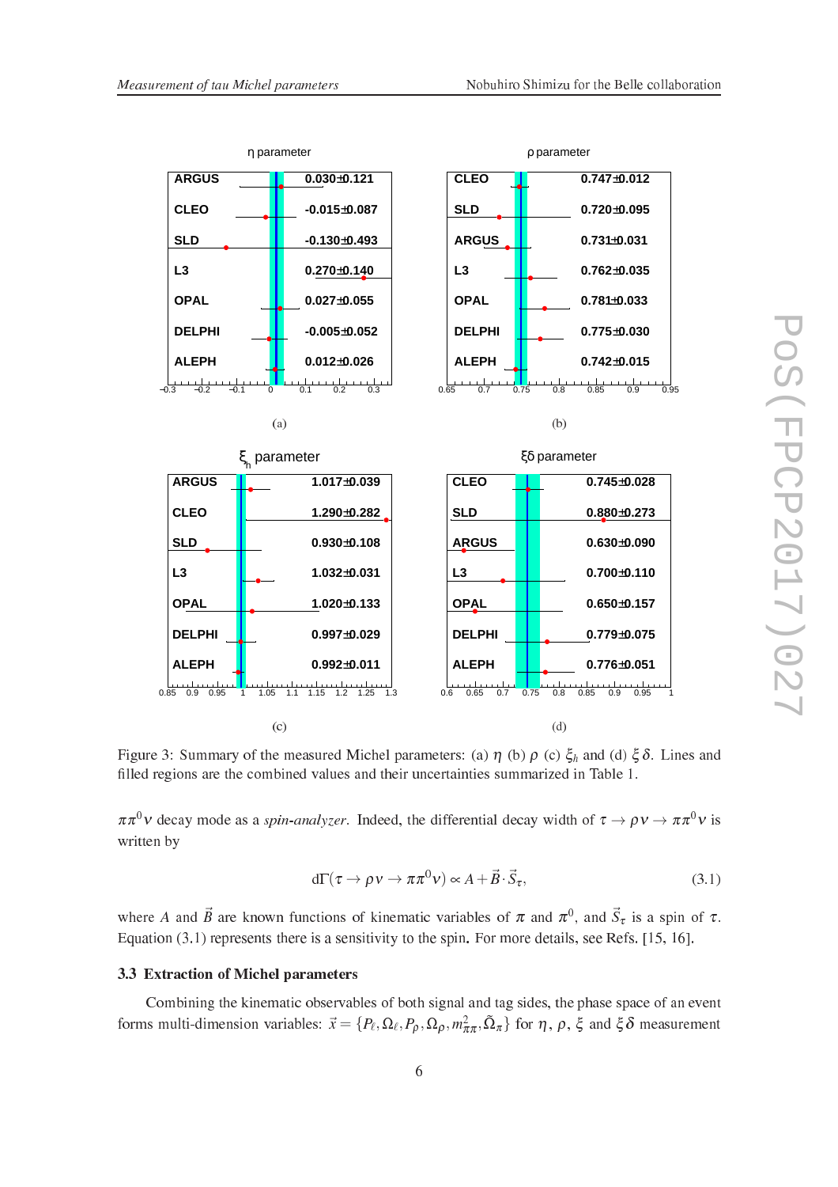| η parameter | |
|---|---|
| ARGUS | 0.030±0.121 |
| CLEO | -0.015±0.087 |
| SLD | -0.130±0.493 |
| L3 | 0.270±0.140 |
| OPAL | 0.027±0.055 |
| DELPHI | -0.005±0.052 |
| ALEPH | 0.012±0.026 |

(a)

| ρ parameter | |
|---|---|
| CLEO | 0.747±0.012 |
| SLD | 0.720±0.095 |
| ARGUS | 0.731±0.031 |
| L3 | 0.762±0.035 |
| OPAL | 0.781±0.033 |
| DELPHI | 0.775±0.030 |
| ALEPH | 0.742±0.015 |

(b)

| $\xi_h$ parameter | |
|---|---|
| ARGUS | 1.017±0.039 |
| CLEO | 1.290±0.282 |
| SLD | 0.930±0.108 |
| L3 | 1.032±0.031 |
| OPAL | 1.020±0.133 |
| DELPHI | 0.997±0.029 |
| ALEPH | 0.992±0.011 |

(c)

| $\xi\delta$ parameter | |
|---|---|
| CLEO | 0.745±0.028 |
| SLD | 0.880±0.273 |
| ARGUS | 0.630±0.090 |
| L3 | 0.700±0.110 |
| OPAL | 0.650±0.157 |
| DELPHI | 0.779±0.075 |
| ALEPH | 0.776±0.051 |

(d)

Figure 3: Summary of the measured Michel parameters: (a) $\eta$ (b) $\rho$ (c) $\xi_h$ and (d) $\xi\delta$. Lines and filled regions are the combined values and their uncertainties summarized in Table 1.

$\pi\pi^0\nu$ decay mode as a *spin-analyzer*. Indeed, the differential decay width of $\tau \to \rho\nu \to \pi\pi^0\nu$ is written by

$$d\Gamma(\tau \to \rho\nu \to \pi\pi^0\nu) \propto A + \vec{B}\cdot\vec{S}_\tau, \tag{3.1}$$

where $A$ and $\vec{B}$ are known functions of kinematic variables of $\pi$ and $\pi^0$, and $\vec{S}_\tau$ is a spin of $\tau$. Equation (3.1) represents there is a sensitivity to the spin. For more details, see Refs. [15, 16].

### 3.3 Extraction of Michel parameters

Combining the kinematic observables of both signal and tag sides, the phase space of an event forms multi-dimension variables: $\vec{x} = \{P_\ell, \Omega_\ell, P_\rho, \Omega_\rho, m^2_{\pi\pi}, \tilde{\Omega}_\pi\}$ for $\eta$, $\rho$, $\xi$ and $\xi\delta$ measurement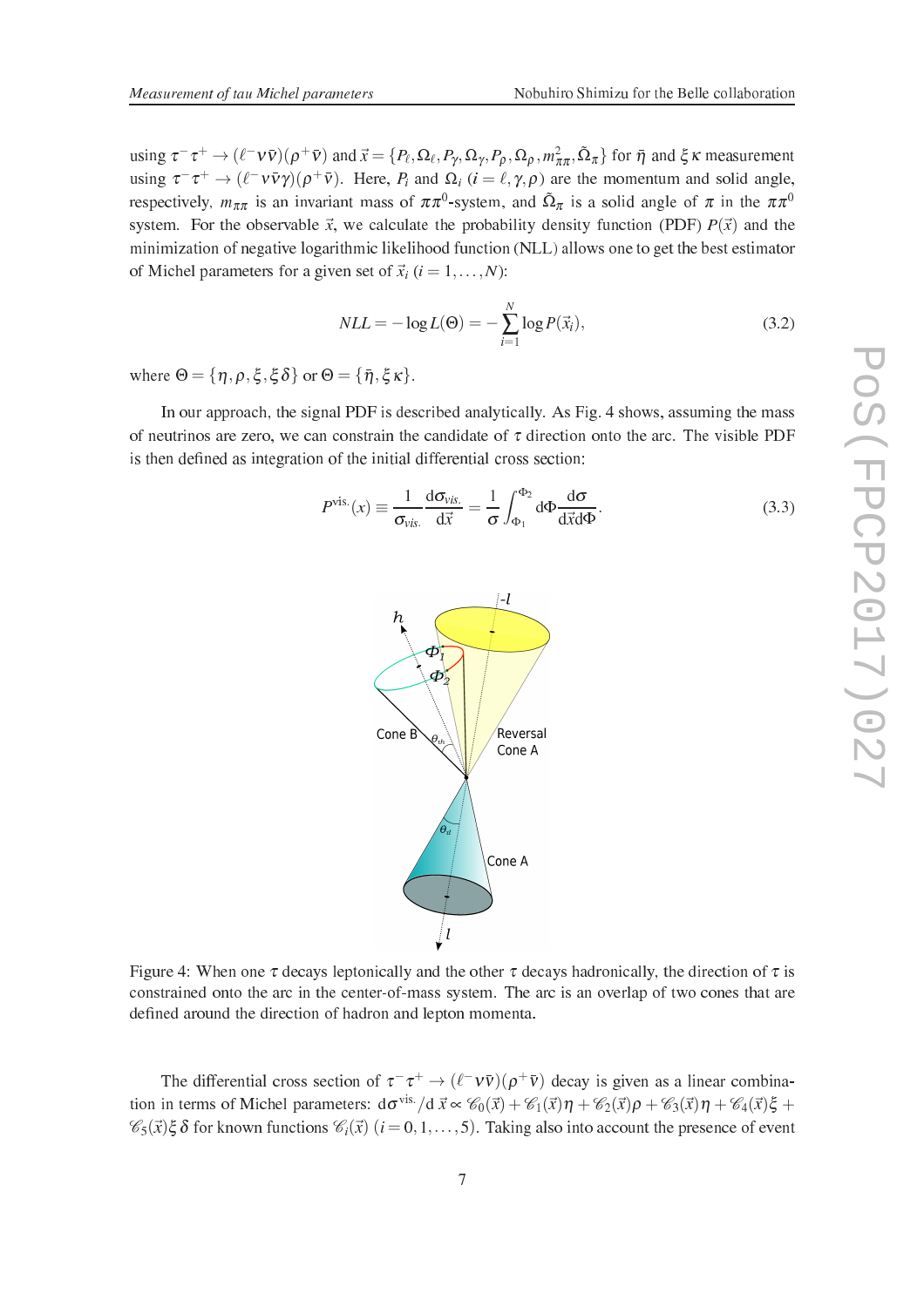using $\tau^-\tau^+ \to (\ell^-\nu\bar{\nu})(\rho^+\bar{\nu})$ and $\vec{x} = \{P_\ell, \Omega_\ell, P_\gamma, \Omega_\gamma, P_\rho, \Omega_\rho, m^2_{\pi\pi}, \tilde{\Omega}_\pi\}$ for $\bar{\eta}$ and $\xi\kappa$ measurement using $\tau^-\tau^+ \to (\ell^-\nu\bar{\nu}\gamma)(\rho^+\bar{\nu})$. Here, $P_i$ and $\Omega_i$ $(i = \ell, \gamma, \rho)$ are the momentum and solid angle, respectively, $m_{\pi\pi}$ is an invariant mass of $\pi\pi^0$-system, and $\tilde{\Omega}_\pi$ is a solid angle of $\pi$ in the $\pi\pi^0$ system. For the observable $\vec{x}$, we calculate the probability density function (PDF) $P(\vec{x})$ and the minimization of negative logarithmic likelihood function (NLL) allows one to get the best estimator of Michel parameters for a given set of $\vec{x}_i$ $(i = 1, \ldots, N)$:

$$NLL = -\log L(\Theta) = -\sum_{i=1}^{N} \log P(\vec{x}_i), \tag{3.2}$$

where $\Theta = \{\eta, \rho, \xi, \xi\delta\}$ or $\Theta = \{\bar{\eta}, \xi\kappa\}$.

In our approach, the signal PDF is described analytically. As Fig. 4 shows, assuming the mass of neutrinos are zero, we can constrain the candidate of $\tau$ direction onto the arc. The visible PDF is then defined as integration of the initial differential cross section:

$$P^{\text{vis.}}(x) \equiv \frac{1}{\sigma_{vis.}} \frac{d\sigma_{vis.}}{d\vec{x}} = \frac{1}{\sigma} \int_{\Phi_1}^{\Phi_2} d\Phi \frac{d\sigma}{d\vec{x}d\Phi}. \tag{3.3}$$

Figure 4: When one $\tau$ decays leptonically and the other $\tau$ decays hadronically, the direction of $\tau$ is constrained onto the arc in the center-of-mass system. The arc is an overlap of two cones that are defined around the direction of hadron and lepton momenta.

The differential cross section of $\tau^-\tau^+ \to (\ell^-\nu\bar{\nu})(\rho^+\bar{\nu})$ decay is given as a linear combination in terms of Michel parameters: $d\sigma^{\text{vis.}}/d\vec{x} \propto \mathscr{C}_0(\vec{x}) + \mathscr{C}_1(\vec{x})\eta + \mathscr{C}_2(\vec{x})\rho + \mathscr{C}_3(\vec{x})\eta + \mathscr{C}_4(\vec{x})\xi + \mathscr{C}_5(\vec{x})\xi\delta$ for known functions $\mathscr{C}_i(\vec{x})$ $(i = 0, 1, \ldots, 5)$. Taking also into account the presence of event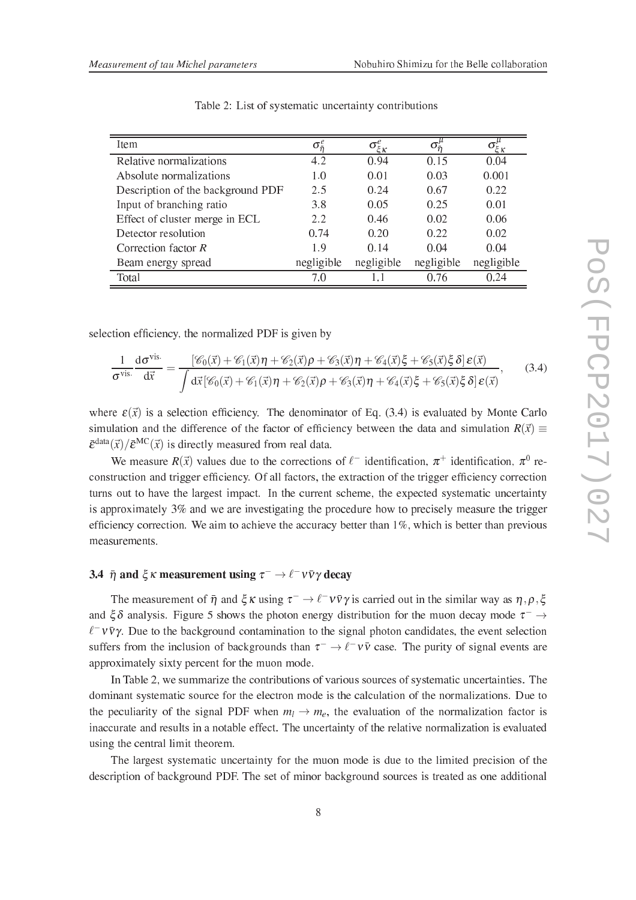Table 2: List of systematic uncertainty contributions

| Item | $\sigma^{e}_{\bar{\eta}}$ | $\sigma^{e}_{\xi\kappa}$ | $\sigma^{\mu}_{\bar{\eta}}$ | $\sigma^{\mu}_{\xi\kappa}$ |
|---|---|---|---|---|
| Relative normalizations | 4.2 | 0.94 | 0.15 | 0.04 |
| Absolute normalizations | 1.0 | 0.01 | 0.03 | 0.001 |
| Description of the background PDF | 2.5 | 0.24 | 0.67 | 0.22 |
| Input of branching ratio | 3.8 | 0.05 | 0.25 | 0.01 |
| Effect of cluster merge in ECL | 2.2 | 0.46 | 0.02 | 0.06 |
| Detector resolution | 0.74 | 0.20 | 0.22 | 0.02 |
| Correction factor $R$ | 1.9 | 0.14 | 0.04 | 0.04 |
| Beam energy spread | negligible | negligible | negligible | negligible |
| Total | 7.0 | 1.1 | 0.76 | 0.24 |

selection efficiency, the normalized PDF is given by

$$\frac{1}{\sigma^{\text{vis.}}}\frac{\mathrm{d}\sigma^{\text{vis.}}}{\mathrm{d}\vec{x}} = \frac{[\mathscr{C}_0(\vec{x}) + \mathscr{C}_1(\vec{x})\eta + \mathscr{C}_2(\vec{x})\rho + \mathscr{C}_3(\vec{x})\eta + \mathscr{C}_4(\vec{x})\xi + \mathscr{C}_5(\vec{x})\xi\,\delta]\,\varepsilon(\vec{x})}{\int \mathrm{d}\vec{x}[\mathscr{C}_0(\vec{x}) + \mathscr{C}_1(\vec{x})\eta + \mathscr{C}_2(\vec{x})\rho + \mathscr{C}_3(\vec{x})\eta + \mathscr{C}_4(\vec{x})\xi + \mathscr{C}_5(\vec{x})\xi\,\delta]\,\varepsilon(\vec{x})}, \tag{3.4}$$

where $\varepsilon(\vec{x})$ is a selection efficiency. The denominator of Eq. (3.4) is evaluated by Monte Carlo simulation and the difference of the factor of efficiency between the data and simulation $R(\vec{x}) \equiv \bar{\varepsilon}^{\text{data}}(\vec{x})/\bar{\varepsilon}^{\text{MC}}(\vec{x})$ is directly measured from real data.

We measure $R(\vec{x})$ values due to the corrections of $\ell^-$ identification, $\pi^+$ identification, $\pi^0$ reconstruction and trigger efficiency. Of all factors, the extraction of the trigger efficiency correction turns out to have the largest impact. In the current scheme, the expected systematic uncertainty is approximately 3% and we are investigating the procedure how to precisely measure the trigger efficiency correction. We aim to achieve the accuracy better than 1%, which is better than previous measurements.

### 3.4 $\bar{\eta}$ and $\xi\kappa$ measurement using $\tau^- \to \ell^-\nu\bar{\nu}\gamma$ decay

The measurement of $\bar{\eta}$ and $\xi\kappa$ using $\tau^- \to \ell^-\nu\bar{\nu}\gamma$ is carried out in the similar way as $\eta, \rho, \xi$ and $\xi\delta$ analysis. Figure 5 shows the photon energy distribution for the muon decay mode $\tau^- \to \ell^-\nu\bar{\nu}\gamma$. Due to the background contamination to the signal photon candidates, the event selection suffers from the inclusion of backgrounds than $\tau^- \to \ell^-\nu\bar{\nu}$ case. The purity of signal events are approximately sixty percent for the muon mode.

In Table 2, we summarize the contributions of various sources of systematic uncertainties. The dominant systematic source for the electron mode is the calculation of the normalizations. Due to the peculiarity of the signal PDF when $m_l \to m_e$, the evaluation of the normalization factor is inaccurate and results in a notable effect. The uncertainty of the relative normalization is evaluated using the central limit theorem.

The largest systematic uncertainty for the muon mode is due to the limited precision of the description of background PDF. The set of minor background sources is treated as one additional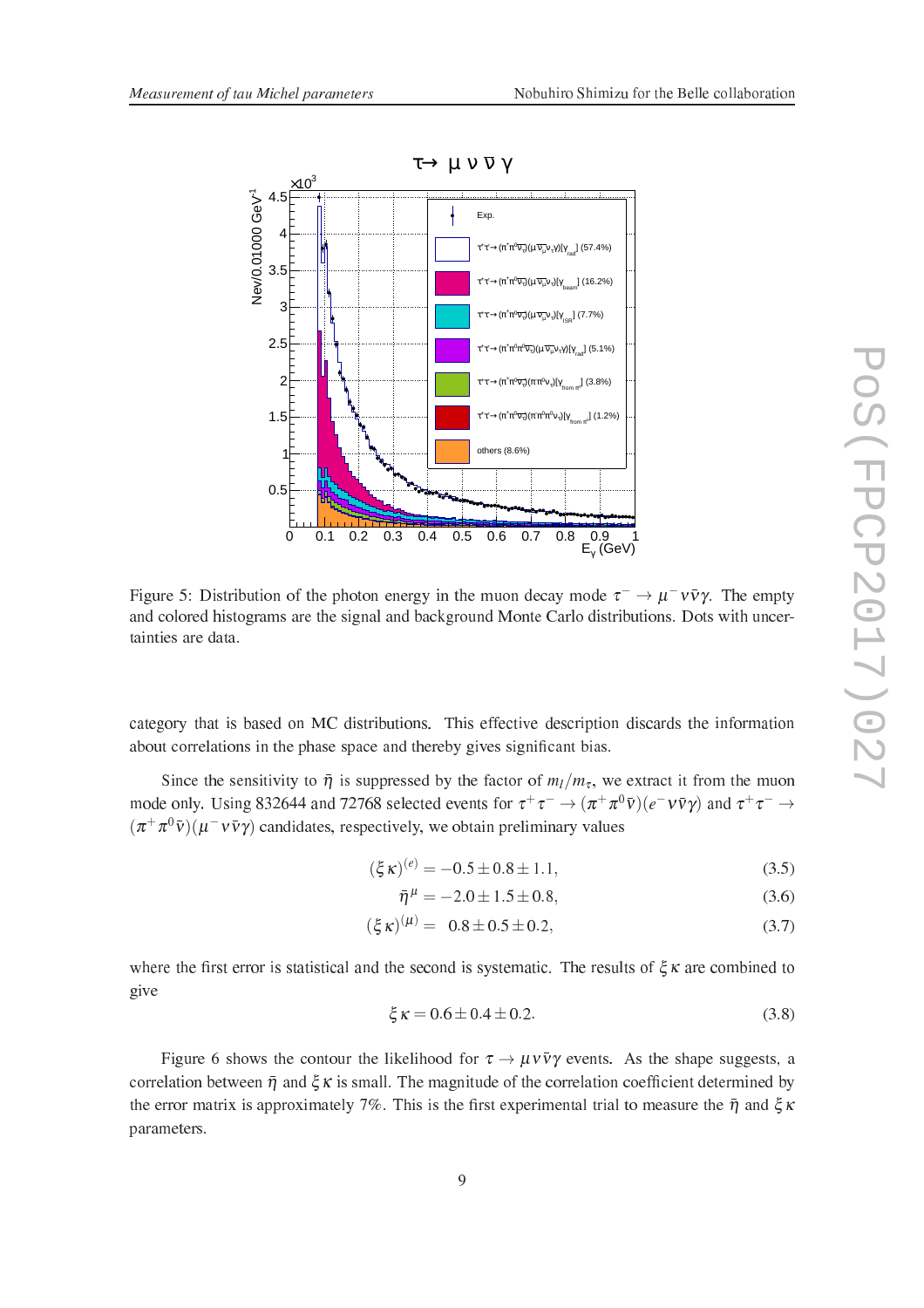Figure 5: Distribution of the photon energy in the muon decay mode $\tau^- \to \mu^- \nu\bar{\nu}\gamma$. The empty and colored histograms are the signal and background Monte Carlo distributions. Dots with uncertainties are data.

category that is based on MC distributions. This effective description discards the information about correlations in the phase space and thereby gives significant bias.

Since the sensitivity to $\bar{\eta}$ is suppressed by the factor of $m_l/m_\tau$, we extract it from the muon mode only. Using 832644 and 72768 selected events for $\tau^+\tau^- \to (\pi^+\pi^0\bar{\nu})(e^-\nu\bar{\nu}\gamma)$ and $\tau^+\tau^- \to (\pi^+\pi^0\bar{\nu})(\mu^-\nu\bar{\nu}\gamma)$ candidates, respectively, we obtain preliminary values

$$(\xi\kappa)^{(e)} = -0.5 \pm 0.8 \pm 1.1, \tag{3.5}$$

$$\bar{\eta}^{\mu} = -2.0 \pm 1.5 \pm 0.8, \tag{3.6}$$

$$(\xi\kappa)^{(\mu)} = \ \ 0.8 \pm 0.5 \pm 0.2, \tag{3.7}$$

where the first error is statistical and the second is systematic. The results of $\xi\kappa$ are combined to give

$$\xi\kappa = 0.6 \pm 0.4 \pm 0.2. \tag{3.8}$$

Figure 6 shows the contour the likelihood for $\tau \to \mu\nu\bar{\nu}\gamma$ events. As the shape suggests, a correlation between $\bar{\eta}$ and $\xi\kappa$ is small. The magnitude of the correlation coefficient determined by the error matrix is approximately 7%. This is the first experimental trial to measure the $\bar{\eta}$ and $\xi\kappa$ parameters.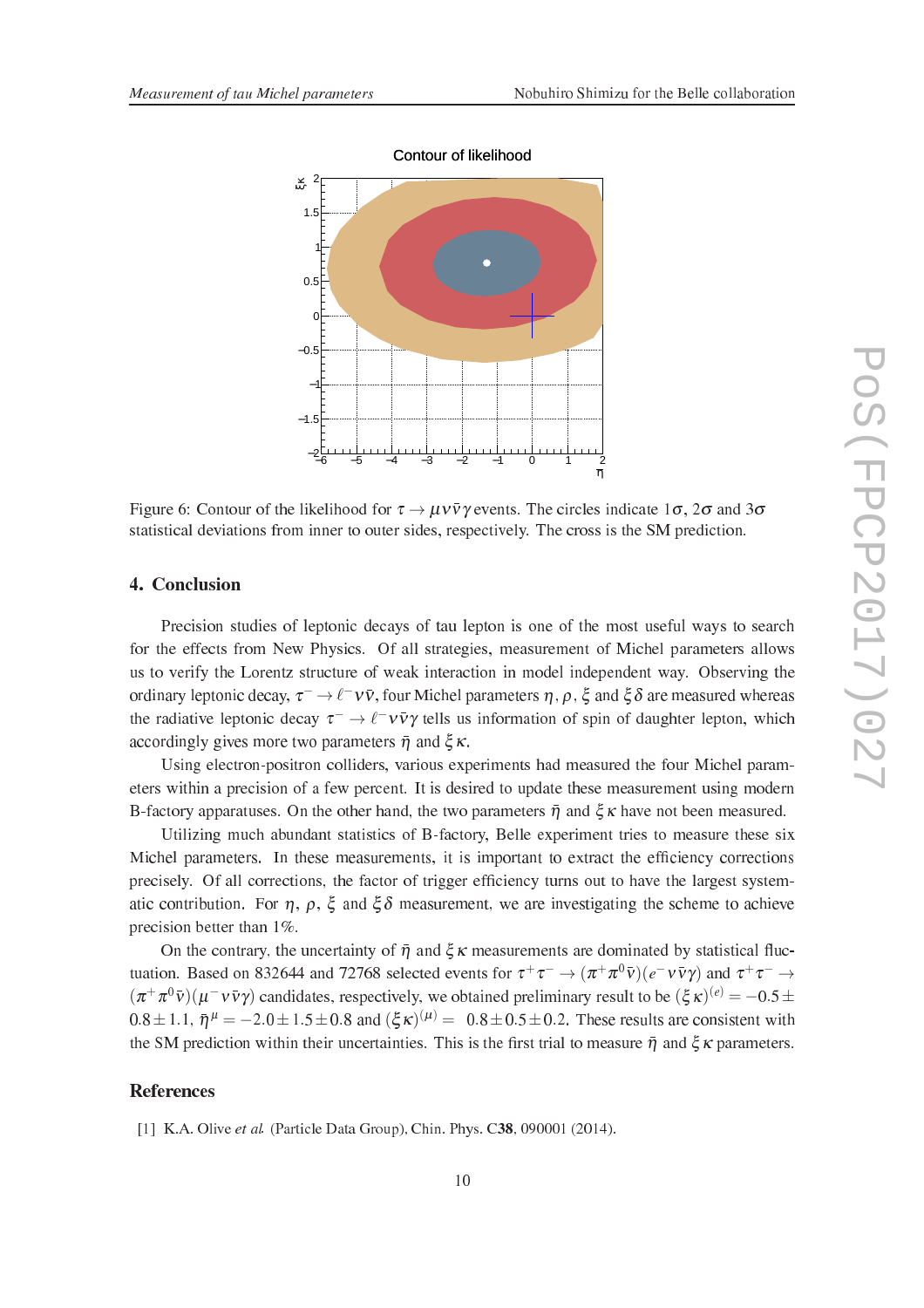Figure 6: Contour of the likelihood for $\tau \to \mu\nu\bar{\nu}\gamma$ events. The circles indicate $1\sigma$, $2\sigma$ and $3\sigma$ statistical deviations from inner to outer sides, respectively. The cross is the SM prediction.

## 4. Conclusion

Precision studies of leptonic decays of tau lepton is one of the most useful ways to search for the effects from New Physics. Of all strategies, measurement of Michel parameters allows us to verify the Lorentz structure of weak interaction in model independent way. Observing the ordinary leptonic decay, $\tau^- \to \ell^-\nu\bar{\nu}$, four Michel parameters $\eta$, $\rho$, $\xi$ and $\xi\delta$ are measured whereas the radiative leptonic decay $\tau^- \to \ell^-\nu\bar{\nu}\gamma$ tells us information of spin of daughter lepton, which accordingly gives more two parameters $\bar{\eta}$ and $\xi\kappa$.

Using electron-positron colliders, various experiments had measured the four Michel parameters within a precision of a few percent. It is desired to update these measurement using modern B-factory apparatuses. On the other hand, the two parameters $\bar{\eta}$ and $\xi\kappa$ have not been measured.

Utilizing much abundant statistics of B-factory, Belle experiment tries to measure these six Michel parameters. In these measurements, it is important to extract the efficiency corrections precisely. Of all corrections, the factor of trigger efficiency turns out to have the largest systematic contribution. For $\eta$, $\rho$, $\xi$ and $\xi\delta$ measurement, we are investigating the scheme to achieve precision better than 1%.

On the contrary, the uncertainty of $\bar{\eta}$ and $\xi\kappa$ measurements are dominated by statistical fluctuation. Based on 832644 and 72768 selected events for $\tau^+\tau^- \to (\pi^+\pi^0\bar{\nu})(e^-\nu\bar{\nu}\gamma)$ and $\tau^+\tau^- \to (\pi^+\pi^0\bar{\nu})(\mu^-\nu\bar{\nu}\gamma)$ candidates, respectively, we obtained preliminary result to be $(\xi\kappa)^{(e)} = -0.5 \pm 0.8 \pm 1.1$, $\bar{\eta}^{\mu} = -2.0 \pm 1.5 \pm 0.8$ and $(\xi\kappa)^{(\mu)} = 0.8 \pm 0.5 \pm 0.2$. These results are consistent with the SM prediction within their uncertainties. This is the first trial to measure $\bar{\eta}$ and $\xi\kappa$ parameters.

## References

[1] K.A. Olive *et al.* (Particle Data Group), Chin. Phys. **C38**, 090001 (2014).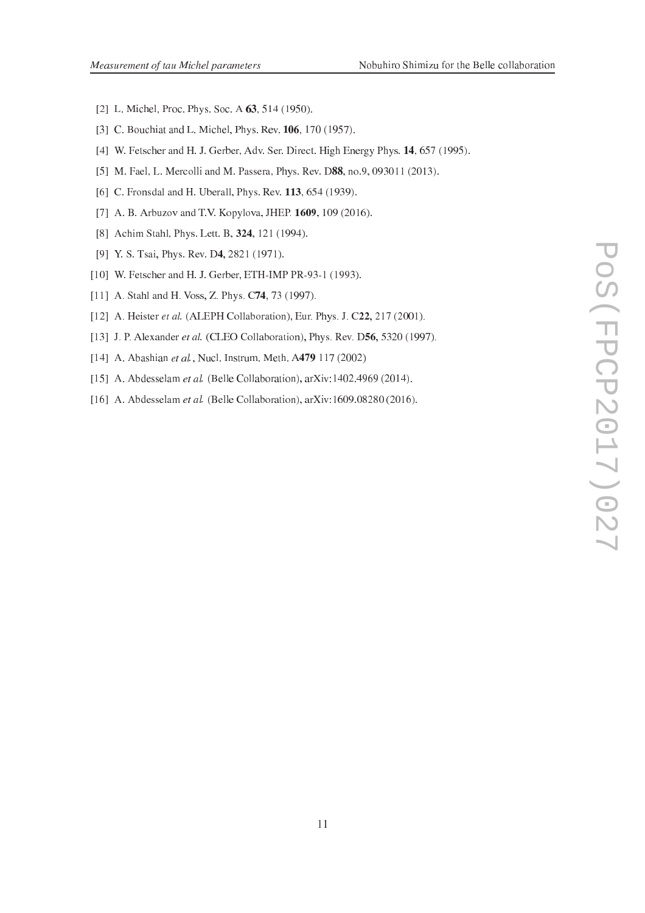[2] L. Michel, Proc. Phys. Soc. A **63**, 514 (1950).

[3] C. Bouchiat and L. Michel, Phys. Rev. **106**, 170 (1957).

[4] W. Fetscher and H. J. Gerber, Adv. Ser. Direct. High Energy Phys. **14**, 657 (1995).

[5] M. Fael, L. Mercolli and M. Passera, Phys. Rev. D**88**, no.9, 093011 (2013).

[6] C. Fronsdal and H. Uberall, Phys. Rev. **113**, 654 (1939).

[7] A. B. Arbuzov and T.V. Kopylova, JHEP. **1609**, 109 (2016).

[8] Achim Stahl, Phys. Lett. B, **324**, 121 (1994).

[9] Y. S. Tsai, Phys. Rev. D**4**, 2821 (1971).

[10] W. Fetscher and H. J. Gerber, ETH-IMP PR-93-1 (1993).

[11] A. Stahl and H. Voss, Z. Phys. C**74**, 73 (1997).

[12] A. Heister *et al.* (ALEPH Collaboration), Eur. Phys. J. C**22**, 217 (2001).

[13] J. P. Alexander *et al.* (CLEO Collaboration), Phys. Rev. D**56**, 5320 (1997).

[14] A. Abashian *et al.*, Nucl. Instrum. Meth. A**479** 117 (2002)

[15] A. Abdesselam *et al.* (Belle Collaboration), arXiv:1402.4969 (2014).

[16] A. Abdesselam *et al.* (Belle Collaboration), arXiv:1609.08280 (2016).